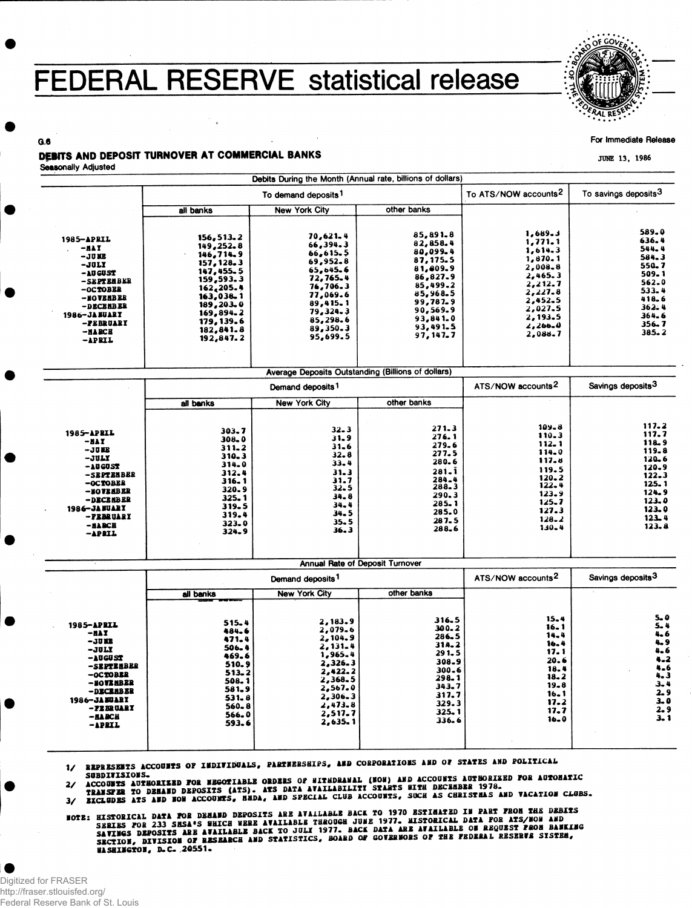# FEDERAL RESERVE statistical release

G.6

For Immediate Release

JUNE 13, 1986

## DEBITS AND DEPOSIT TURNOVER AT COMMERCIAL BANKS

Seasonally Adjusted

| | Debits During the Month (Annual rate, billions of dollars) | | | | |
|---|---|---|---|---|---|
| | To demand deposits[1] | | | To ATS/NOW accounts[2] | To savings deposits[3] |
| | all banks | New York City | other banks | | |
| 1985-APRIL | 156,513.2 | 70,621.4 | 85,891.8 | 1,689.3 | 589.0 |
| -MAY | 149,252.8 | 66,394.3 | 82,858.4 | 1,771.1 | 636.4 |
| -JUNE | 146,714.9 | 66,615.5 | 80,099.4 | 1,614.3 | 544.4 |
| -JULY | 157,128.3 | 69,952.8 | 87,175.5 | 1,870.1 | 584.3 |
| -AUGUST | 147,455.5 | 65,645.6 | 81,809.9 | 2,008.8 | 550.7 |
| -SEPTEMBER | 159,593.3 | 72,765.4 | 86,827.9 | 2,465.3 | 509.1 |
| -OCTOBER | 162,205.4 | 76,706.3 | 85,499.2 | 2,212.7 | 562.0 |
| -NOVEMBER | 163,038.1 | 77,069.6 | 85,968.5 | 2,227.8 | 533.4 |
| -DECEMBER | 189,203.0 | 89,415.1 | 99,787.9 | 2,452.5 | 418.6 |
| 1986-JANUARY | 169,894.2 | 79,324.3 | 90,569.9 | 2,027.5 | 362.4 |
| -FEBRUARY | 179,139.6 | 85,298.6 | 93,841.0 | 2,193.5 | 364.6 |
| -MARCH | 182,841.8 | 89,350.3 | 93,491.5 | 2,266.0 | 356.7 |
| -APRIL | 192,847.2 | 95,699.5 | 97,147.7 | 2,088.7 | 385.2 |

| | Average Deposits Outstanding (Billions of dollars) | | | | |
|---|---|---|---|---|---|
| | Demand deposits[1] | | | ATS/NOW accounts[2] | Savings deposits[3] |
| | all banks | New York City | other banks | | |
| 1985-APRIL | 303.7 | 32.3 | 271.3 | 109.8 | 117.2 |
| -MAY | 308.0 | 31.9 | 276.1 | 110.3 | 117.7 |
| -JUNE | 311.2 | 31.6 | 279.6 | 112.1 | 118.9 |
| -JULY | 310.3 | 32.8 | 277.5 | 114.0 | 119.8 |
| -AUGUST | 314.0 | 33.4 | 280.6 | 117.8 | 120.6 |
| -SEPTEMBER | 312.4 | 31.3 | 281.1 | 119.5 | 120.9 |
| -OCTOBER | 316.1 | 31.7 | 284.4 | 120.2 | 122.3 |
| -NOVEMBER | 320.9 | 32.5 | 288.3 | 122.4 | 125.1 |
| -DECEMBER | 325.1 | 34.8 | 290.3 | 123.9 | 124.9 |
| 1986-JANUARY | 319.5 | 34.4 | 285.1 | 125.7 | 123.0 |
| -FEBRUARY | 319.4 | 34.5 | 285.0 | 127.3 | 123.0 |
| -MARCH | 323.0 | 35.5 | 287.5 | 128.2 | 123.4 |
| -APRIL | 324.9 | 36.3 | 288.6 | 130.4 | 123.8 |

| | Annual Rate of Deposit Turnover | | | | |
|---|---|---|---|---|---|
| | Demand deposits[1] | | | ATS/NOW accounts[2] | Savings deposits[3] |
| | all banks | New York City | other banks | | |
| 1985-APRIL | 515.4 | 2,183.9 | 316.5 | 15.4 | 5.0 |
| -MAY | 484.6 | 2,079.6 | 300.2 | 16.1 | 5.4 |
| -JUNE | 471.4 | 2,104.9 | 286.5 | 14.4 | 4.6 |
| -JULY | 506.4 | 2,131.4 | 314.2 | 16.4 | 4.9 |
| -AUGUST | 469.6 | 1,965.4 | 291.5 | 17.1 | 4.6 |
| -SEPTEMBER | 510.9 | 2,326.3 | 308.9 | 20.6 | 4.2 |
| -OCTOBER | 513.2 | 2,422.2 | 300.6 | 18.4 | 4.6 |
| -NOVEMBER | 508.1 | 2,368.5 | 298.1 | 18.2 | 4.3 |
| -DECEMBER | 581.9 | 2,567.0 | 343.7 | 19.8 | 3.4 |
| 1986-JANUARY | 531.8 | 2,306.3 | 317.7 | 16.1 | 2.9 |
| -FEBRUARY | 560.8 | 2,473.8 | 329.3 | 17.2 | 3.0 |
| -MARCH | 566.0 | 2,517.7 | 325.1 | 17.7 | 2.9 |
| -APRIL | 593.6 | 2,635.1 | 336.6 | 16.0 | 3.1 |

1/ REPRESENTS ACCOUNTS OF INDIVIDUALS, PARTNERSHIPS, AND CORPORATIONS AND OF STATES AND POLITICAL SUBDIVISIONS.

2/ ACCOUNTS AUTHORIZED FOR NEGOTIABLE ORDERS OF WITHDRAWAL (NOW) AND ACCOUNTS AUTHORIZED FOR AUTOMATIC TRANSFER TO DEMAND DEPOSITS (ATS). ATS DATA AVAILABILITY STARTS WITH DECEMBER 1978.

3/ EXCLUDES ATS AND NOW ACCOUNTS, MMDA, AND SPECIAL CLUB ACCOUNTS, SUCH AS CHRISTMAS AND VACATION CLUBS.

NOTE: HISTORICAL DATA FOR DEMAND DEPOSITS ARE AVAILABLE BACK TO 1970 ESTIMATED IN PART FROM THE DEBITS SERIES FOR 233 SMSA'S WHICH WERE AVAILABLE THROUGH JUNE 1977. HISTORICAL DATA FOR ATS/NOW AND SAVINGS DEPOSITS ARE AVAILABLE BACK TO JULY 1977. BACK DATA ARE AVAILABLE ON REQUEST FROM BANKING SECTION, DIVISION OF RESEARCH AND STATISTICS, BOARD OF GOVERNORS OF THE FEDERAL RESERVE SYSTEM, WASHINGTON, D.C. 20551.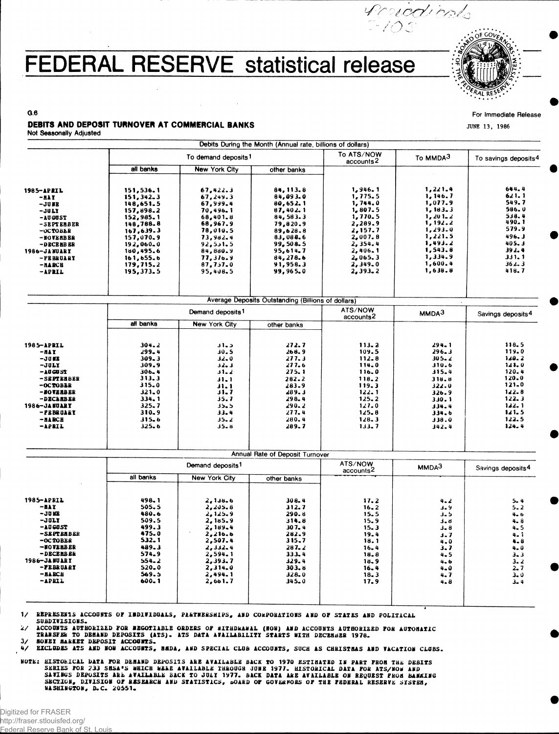# FEDERAL RESERVE statistical release

G.6

For Immediate Release

JUNE 13, 1986

## DEBITS AND DEPOSIT TURNOVER AT COMMERCIAL BANKS

Not Seasonally Adjusted

| | Debits During the Month (Annual rate, billions of dollars) | | | | | |
|---|---|---|---|---|---|---|
| | To demand deposits[1] | | | To ATS/NOW accounts[2] | To MMDA[3] | To savings deposits[4] |
| | all banks | New York City | other banks | | | |
| 1985-APRIL | 151,536.1 | 67,422.3 | 84,113.8 | 1,946.1 | 1,221.4 | 644.4 |
| -MAY | 151,342.2 | 67,249.3 | 84,093.0 | 1,775.5 | 1,146.7 | 621.1 |
| -JUNE | 148,651.5 | 67,999.4 | 80,652.1 | 1,744.0 | 1,077.9 | 549.7 |
| -JULY | 157,898.2 | 70,496.1 | 87,402.1 | 1,807.5 | 1,183.3 | 586.0 |
| -AUGUST | 152,985.1 | 68,401.8 | 84,583.3 | 1,770.5 | 1,201.2 | 538.4 |
| -SEPTEMBER | 148,788.8 | 68,967.9 | 79,820.9 | 2,289.9 | 1,192.2 | 490.1 |
| -OCTOBER | 167,639.3 | 78,010.5 | 89,628.8 | 2,157.7 | 1,293.0 | 579.9 |
| -NOVEMBER | 157,070.9 | 73,982.4 | 83,088.6 | 2,007.8 | 1,221.5 | 496.3 |
| -DECEMBER | 192,060.0 | 92,551.5 | 99,508.5 | 2,354.4 | 1,493.2 | 405.3 |
| 1986-JANUARY | 180,495.6 | 84,880.9 | 95,614.7 | 2,406.1 | 1,543.8 | 392.4 |
| -FEBRUARY | 161,655.6 | 77,376.9 | 84,278.6 | 2,065.3 | 1,334.9 | 331.1 |
| -MARCH | 179,715.2 | 87,757.0 | 91,958.3 | 2,349.0 | 1,600.4 | 362.3 |
| -APRIL | 195,373.5 | 95,408.5 | 99,965.0 | 2,393.2 | 1,638.8 | 418.7 |

| | Average Deposits Outstanding (Billions of dollars) | | | | | |
|---|---|---|---|---|---|---|
| | Demand deposits[1] | | | ATS/NOW accounts[2] | MMDA[3] | Savings deposits[4] |
| | all banks | New York City | other banks | | | |
| 1985-APRIL | 304.2 | 31.5 | 272.7 | 113.2 | 294.1 | 118.5 |
| -MAY | 299.4 | 30.5 | 268.9 | 109.5 | 296.3 | 119.0 |
| -JUNE | 309.3 | 32.0 | 277.3 | 112.8 | 305.2 | 120.2 |
| -JULY | 309.9 | 32.3 | 277.6 | 114.0 | 310.6 | 121.0 |
| -AUGUST | 306.4 | 31.2 | 275.1 | 116.0 | 315.4 | 120.4 |
| -SEPTEMBER | 313.3 | 31.1 | 282.2 | 118.2 | 318.8 | 120.0 |
| -OCTOBER | 315.0 | 31.1 | 283.9 | 119.3 | 322.0 | 121.0 |
| -NOVEMBER | 321.0 | 31.7 | 289.3 | 122.1 | 326.9 | 122.8 |
| -DECEMBER | 334.1 | 35.7 | 298.4 | 125.2 | 330.1 | 122.3 |
| 1986-JANUARY | 325.7 | 35.5 | 290.2 | 127.0 | 334.4 | 122.1 |
| -FEBRUARY | 310.9 | 33.4 | 277.4 | 125.8 | 334.6 | 121.5 |
| -MARCH | 315.6 | 35.2 | 280.4 | 128.3 | 338.0 | 122.5 |
| -APRIL | 325.6 | 35.8 | 289.7 | 133.7 | 342.4 | 124.4 |

| | Annual Rate of Deposit Turnover | | | | | |
|---|---|---|---|---|---|---|
| | Demand deposits[1] | | | ATS/NOW accounts[2] | MMDA[3] | Savings deposits[4] |
| | all banks | New York City | other banks | | | |
| 1985-APRIL | 498.1 | 2,138.6 | 308.4 | 17.2 | 4.2 | 5.4 |
| -MAY | 505.5 | 2,205.8 | 312.7 | 16.2 | 3.9 | 5.2 |
| -JUNE | 480.6 | 2,125.9 | 290.8 | 15.5 | 3.5 | 4.6 |
| -JULY | 509.5 | 2,185.9 | 314.8 | 15.9 | 3.8 | 4.8 |
| -AUGUST | 499.3 | 2,189.4 | 307.4 | 15.3 | 3.8 | 4.5 |
| -SEPTEMBER | 475.0 | 2,216.6 | 282.9 | 19.4 | 3.7 | 4.1 |
| -OCTOBER | 532.1 | 2,507.4 | 315.7 | 18.1 | 4.0 | 4.8 |
| -NOVEMBER | 489.3 | 2,332.4 | 287.2 | 16.4 | 3.7 | 4.0 |
| -DECEMBER | 574.9 | 2,594.1 | 333.4 | 18.8 | 4.5 | 3.3 |
| 1986-JANUARY | 554.2 | 2,393.7 | 329.4 | 18.9 | 4.6 | 3.2 |
| -FEBRUARY | 520.0 | 2,314.0 | 303.8 | 16.4 | 4.0 | 2.7 |
| -MARCH | 569.5 | 2,494.1 | 328.0 | 18.3 | 4.7 | 3.0 |
| -APRIL | 600.1 | 2,661.7 | 345.0 | 17.9 | 4.8 | 3.4 |

1/ REPRESENTS ACCOUNTS OF INDIVIDUALS, PARTNERSHIPS, AND CORPORATIONS AND OF STATES AND POLITICAL SUBDIVISIONS.

2/ ACCOUNTS AUTHORIZED FOR NEGOTIABLE ORDERS OF WITHDRAWAL (NOW) AND ACCOUNTS AUTHORIZED FOR AUTOMATIC TRANSFER TO DEMAND DEPOSITS (ATS). ATS DATA AVAILABILITY STARTS WITH DECEMBER 1978.

3/ MONEY MARKET DEPOSIT ACCOUNTS.

4/ EXCLUDES ATS AND NOW ACCOUNTS, MMDA, AND SPECIAL CLUB ACCOUNTS, SUCH AS CHRISTMAS AND VACATION CLUBS.

NOTE: HISTORICAL DATA FOR DEMAND DEPOSITS ARE AVAILABLE BACK TO 1970 ESTIMATED IN PART FROM THE DEBITS SERIES FOR 233 SMSA'S WHICH WERE AVAILABLE THROUGH JUNE 1977. HISTORICAL DATA FOR ATS/NOW AND SAVINGS DEPOSITS ARE AVAILABLE BACK TO JULY 1977. BACK DATA ARE AVAILABLE ON REQUEST FROM BANKING SECTION, DIVISION OF RESEARCH AND STATISTICS, BOARD OF GOVERNORS OF THE FEDERAL RESERVE SYSTEM, WASHINGTON, D.C. 20551.